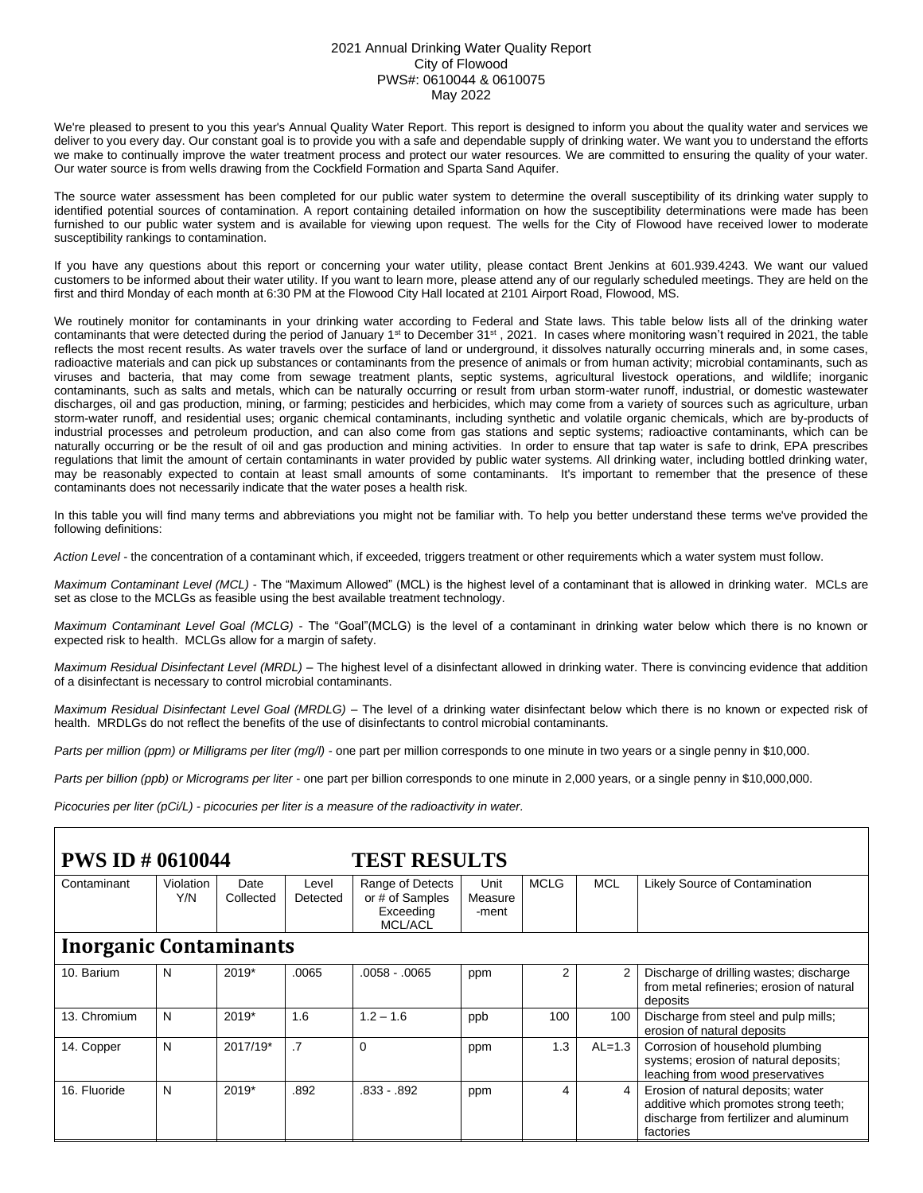2021 Annual Drinking Water Quality Report
City of Flowood
PWS#: 0610044 & 0610075
May 2022

We're pleased to present to you this year's Annual Quality Water Report. This report is designed to inform you about the quality water and services we deliver to you every day. Our constant goal is to provide you with a safe and dependable supply of drinking water. We want you to understand the efforts we make to continually improve the water treatment process and protect our water resources. We are committed to ensuring the quality of your water. Our water source is from wells drawing from the Cockfield Formation and Sparta Sand Aquifer.

The source water assessment has been completed for our public water system to determine the overall susceptibility of its drinking water supply to identified potential sources of contamination. A report containing detailed information on how the susceptibility determinations were made has been furnished to our public water system and is available for viewing upon request. The wells for the City of Flowood have received lower to moderate susceptibility rankings to contamination.

If you have any questions about this report or concerning your water utility, please contact Brent Jenkins at 601.939.4243. We want our valued customers to be informed about their water utility. If you want to learn more, please attend any of our regularly scheduled meetings. They are held on the first and third Monday of each month at 6:30 PM at the Flowood City Hall located at 2101 Airport Road, Flowood, MS.

We routinely monitor for contaminants in your drinking water according to Federal and State laws. This table below lists all of the drinking water contaminants that were detected during the period of January 1st to December 31st , 2021. In cases where monitoring wasn't required in 2021, the table reflects the most recent results. As water travels over the surface of land or underground, it dissolves naturally occurring minerals and, in some cases, radioactive materials and can pick up substances or contaminants from the presence of animals or from human activity; microbial contaminants, such as viruses and bacteria, that may come from sewage treatment plants, septic systems, agricultural livestock operations, and wildlife; inorganic contaminants, such as salts and metals, which can be naturally occurring or result from urban storm-water runoff, industrial, or domestic wastewater discharges, oil and gas production, mining, or farming; pesticides and herbicides, which may come from a variety of sources such as agriculture, urban storm-water runoff, and residential uses; organic chemical contaminants, including synthetic and volatile organic chemicals, which are by-products of industrial processes and petroleum production, and can also come from gas stations and septic systems; radioactive contaminants, which can be naturally occurring or be the result of oil and gas production and mining activities. In order to ensure that tap water is safe to drink, EPA prescribes regulations that limit the amount of certain contaminants in water provided by public water systems. All drinking water, including bottled drinking water, may be reasonably expected to contain at least small amounts of some contaminants. It's important to remember that the presence of these contaminants does not necessarily indicate that the water poses a health risk.

In this table you will find many terms and abbreviations you might not be familiar with. To help you better understand these terms we've provided the following definitions:

*Action Level* - the concentration of a contaminant which, if exceeded, triggers treatment or other requirements which a water system must follow.

*Maximum Contaminant Level (MCL)* - The "Maximum Allowed" (MCL) is the highest level of a contaminant that is allowed in drinking water. MCLs are set as close to the MCLGs as feasible using the best available treatment technology.

*Maximum Contaminant Level Goal (MCLG)* - The "Goal"(MCLG) is the level of a contaminant in drinking water below which there is no known or expected risk to health. MCLGs allow for a margin of safety.

*Maximum Residual Disinfectant Level (MRDL)* – The highest level of a disinfectant allowed in drinking water. There is convincing evidence that addition of a disinfectant is necessary to control microbial contaminants.

*Maximum Residual Disinfectant Level Goal (MRDLG)* – The level of a drinking water disinfectant below which there is no known or expected risk of health. MRDLGs do not reflect the benefits of the use of disinfectants to control microbial contaminants.

*Parts per million (ppm) or Milligrams per liter (mg/l)* - one part per million corresponds to one minute in two years or a single penny in $10,000.

*Parts per billion (ppb) or Micrograms per liter* - one part per billion corresponds to one minute in 2,000 years, or a single penny in $10,000,000.

*Picocuries per liter (pCi/L) - picocuries per liter is a measure of the radioactivity in water.*

## PWS ID # 0610044 TEST RESULTS

| Contaminant | Violation Y/N | Date Collected | Level Detected | Range of Detects or # of Samples Exceeding MCL/ACL | Unit Measure-ment | MCLG | MCL | Likely Source of Contamination |
|---|---|---|---|---|---|---|---|---|
| **Inorganic Contaminants** | | | | | | | | |
| 10. Barium | N | 2019* | .0065 | .0058 - .0065 | ppm | 2 | 2 | Discharge of drilling wastes; discharge from metal refineries; erosion of natural deposits |
| 13. Chromium | N | 2019* | 1.6 | 1.2 – 1.6 | ppb | 100 | 100 | Discharge from steel and pulp mills; erosion of natural deposits |
| 14. Copper | N | 2017/19* | .7 | 0 | ppm | 1.3 | AL=1.3 | Corrosion of household plumbing systems; erosion of natural deposits; leaching from wood preservatives |
| 16. Fluoride | N | 2019* | .892 | .833 - .892 | ppm | 4 | 4 | Erosion of natural deposits; water additive which promotes strong teeth; discharge from fertilizer and aluminum factories |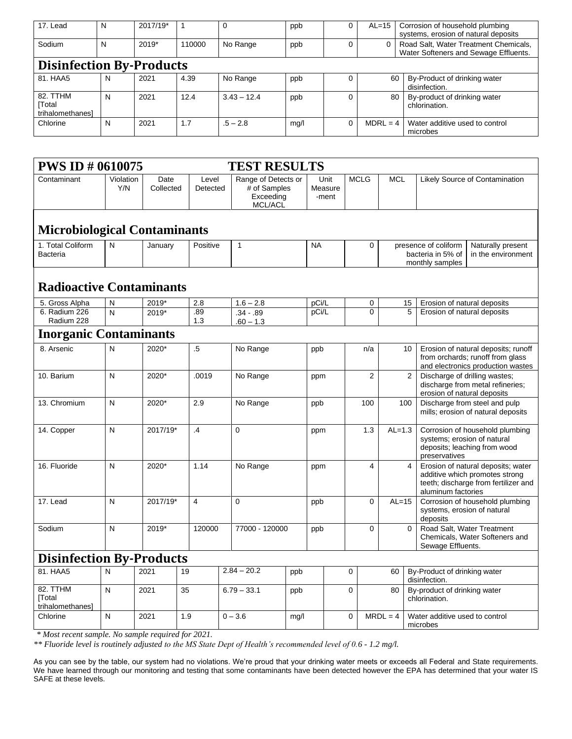| | | | | | | | | |
|---|---|---|---|---|---|---|---|---|
| 17. Lead | N | 2017/19* | 1 | 0 | ppb | 0 | AL=15 | Corrosion of household plumbing systems, erosion of natural deposits |
| Sodium | N | 2019* | 110000 | No Range | ppb | 0 | 0 | Road Salt, Water Treatment Chemicals, Water Softeners and Sewage Effluents. |
| **Disinfection By-Products** | | | | | | | | |
| 81. HAA5 | N | 2021 | 4.39 | No Range | ppb | 0 | 60 | By-Product of drinking water disinfection. |
| 82. TTHM [Total trihalomethanes] | N | 2021 | 12.4 | 3.43 – 12.4 | ppb | 0 | 80 | By-product of drinking water chlorination. |
| Chlorine | N | 2021 | 1.7 | .5 – 2.8 | mg/l | 0 | MDRL = 4 | Water additive used to control microbes |

## PWS ID # 0610075 TEST RESULTS

| Contaminant | Violation Y/N | Date Collected | Level Detected | Range of Detects or # of Samples Exceeding MCL/ACL | Unit Measure-ment | MCLG | MCL | Likely Source of Contamination |
|---|---|---|---|---|---|---|---|---|
| **Microbiological Contaminants** | | | | | | | | |
| 1. Total Coliform Bacteria | N | January | Positive | 1 | NA | 0 | presence of coliform bacteria in 5% of monthly samples | Naturally present in the environment |
| **Radioactive Contaminants** | | | | | | | | |
| 5. Gross Alpha | N | 2019* | 2.8 | 1.6 – 2.8 | pCi/L | 0 | 15 | Erosion of natural deposits |
| 6. Radium 226 Radium 228 | N | 2019* | .89 1.3 | .34 - .89 .60 – 1.3 | pCi/L | 0 | 5 | Erosion of natural deposits |
| **Inorganic Contaminants** | | | | | | | | |
| 8. Arsenic | N | 2020* | .5 | No Range | ppb | n/a | 10 | Erosion of natural deposits; runoff from orchards; runoff from glass and electronics production wastes |
| 10. Barium | N | 2020* | .0019 | No Range | ppm | 2 | 2 | Discharge of drilling wastes; discharge from metal refineries; erosion of natural deposits |
| 13. Chromium | N | 2020* | 2.9 | No Range | ppb | 100 | 100 | Discharge from steel and pulp mills; erosion of natural deposits |
| 14. Copper | N | 2017/19* | .4 | 0 | ppm | 1.3 | AL=1.3 | Corrosion of household plumbing systems; erosion of natural deposits; leaching from wood preservatives |
| 16. Fluoride | N | 2020* | 1.14 | No Range | ppm | 4 | 4 | Erosion of natural deposits; water additive which promotes strong teeth; discharge from fertilizer and aluminum factories |
| 17. Lead | N | 2017/19* | 4 | 0 | ppb | 0 | AL=15 | Corrosion of household plumbing systems, erosion of natural deposits |
| Sodium | N | 2019* | 120000 | 77000 - 120000 | ppb | 0 | 0 | Road Salt, Water Treatment Chemicals, Water Softeners and Sewage Effluents. |
| **Disinfection By-Products** | | | | | | | | |
| 81. HAA5 | N | 2021 | 19 | 2.84 – 20.2 | ppb | 0 | 60 | By-Product of drinking water disinfection. |
| 82. TTHM [Total trihalomethanes] | N | 2021 | 35 | 6.79 – 33.1 | ppb | 0 | 80 | By-product of drinking water chlorination. |
| Chlorine | N | 2021 | 1.9 | 0 – 3.6 | mg/l | 0 | MRDL = 4 | Water additive used to control microbes |

*\* Most recent sample. No sample required for 2021.*

*\*\* Fluoride level is routinely adjusted to the MS State Dept of Health's recommended level of 0.6 - 1.2 mg/l.*

As you can see by the table, our system had no violations. We're proud that your drinking water meets or exceeds all Federal and State requirements. We have learned through our monitoring and testing that some contaminants have been detected however the EPA has determined that your water IS SAFE at these levels.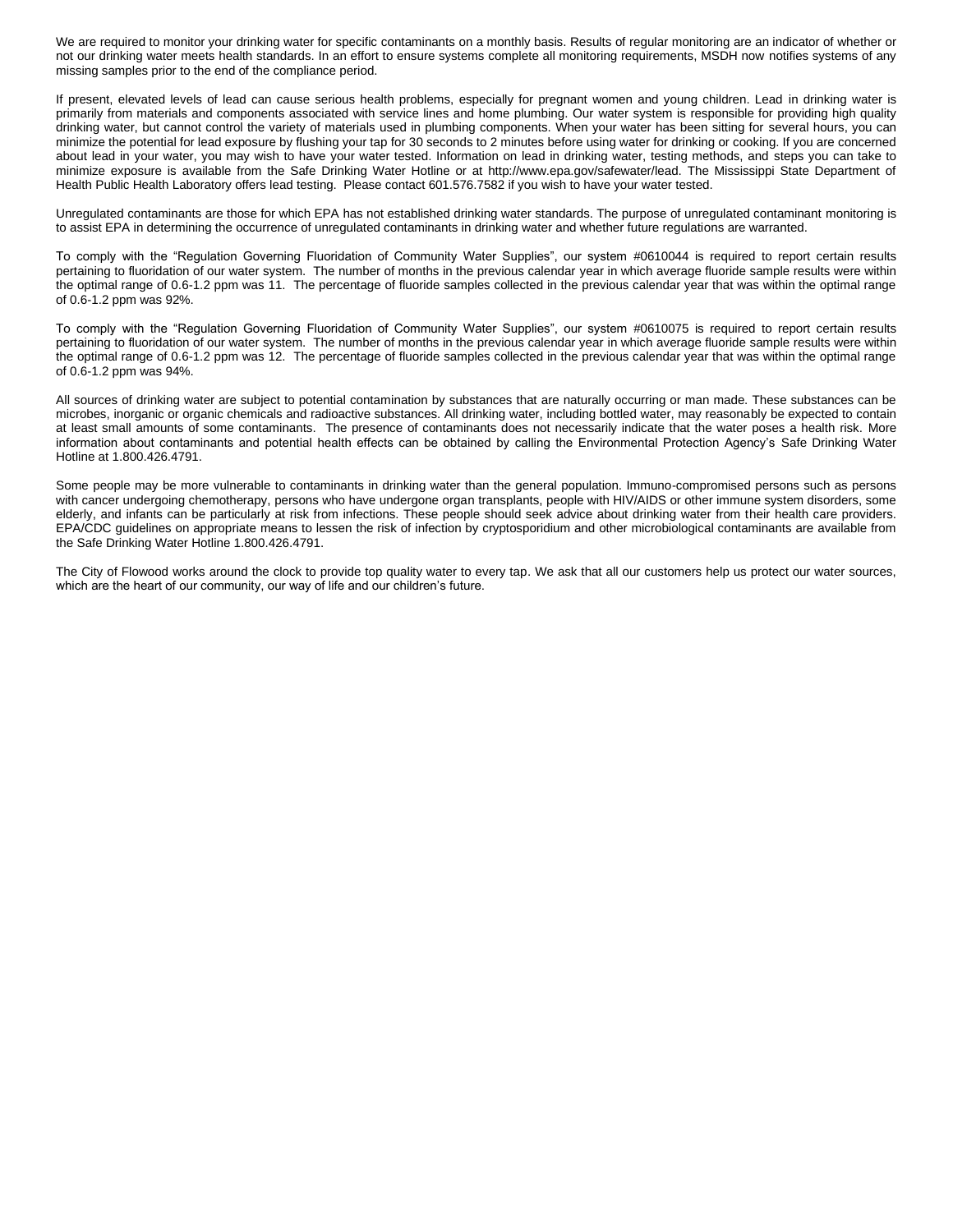We are required to monitor your drinking water for specific contaminants on a monthly basis. Results of regular monitoring are an indicator of whether or not our drinking water meets health standards. In an effort to ensure systems complete all monitoring requirements, MSDH now notifies systems of any missing samples prior to the end of the compliance period.

If present, elevated levels of lead can cause serious health problems, especially for pregnant women and young children. Lead in drinking water is primarily from materials and components associated with service lines and home plumbing. Our water system is responsible for providing high quality drinking water, but cannot control the variety of materials used in plumbing components. When your water has been sitting for several hours, you can minimize the potential for lead exposure by flushing your tap for 30 seconds to 2 minutes before using water for drinking or cooking. If you are concerned about lead in your water, you may wish to have your water tested. Information on lead in drinking water, testing methods, and steps you can take to minimize exposure is available from the Safe Drinking Water Hotline or at http://www.epa.gov/safewater/lead. The Mississippi State Department of Health Public Health Laboratory offers lead testing. Please contact 601.576.7582 if you wish to have your water tested.

Unregulated contaminants are those for which EPA has not established drinking water standards. The purpose of unregulated contaminant monitoring is to assist EPA in determining the occurrence of unregulated contaminants in drinking water and whether future regulations are warranted.

To comply with the "Regulation Governing Fluoridation of Community Water Supplies", our system #0610044 is required to report certain results pertaining to fluoridation of our water system. The number of months in the previous calendar year in which average fluoride sample results were within the optimal range of 0.6-1.2 ppm was 11. The percentage of fluoride samples collected in the previous calendar year that was within the optimal range of 0.6-1.2 ppm was 92%.

To comply with the "Regulation Governing Fluoridation of Community Water Supplies", our system #0610075 is required to report certain results pertaining to fluoridation of our water system. The number of months in the previous calendar year in which average fluoride sample results were within the optimal range of 0.6-1.2 ppm was 12. The percentage of fluoride samples collected in the previous calendar year that was within the optimal range of 0.6-1.2 ppm was 94%.

All sources of drinking water are subject to potential contamination by substances that are naturally occurring or man made. These substances can be microbes, inorganic or organic chemicals and radioactive substances. All drinking water, including bottled water, may reasonably be expected to contain at least small amounts of some contaminants. The presence of contaminants does not necessarily indicate that the water poses a health risk. More information about contaminants and potential health effects can be obtained by calling the Environmental Protection Agency's Safe Drinking Water Hotline at 1.800.426.4791.

Some people may be more vulnerable to contaminants in drinking water than the general population. Immuno-compromised persons such as persons with cancer undergoing chemotherapy, persons who have undergone organ transplants, people with HIV/AIDS or other immune system disorders, some elderly, and infants can be particularly at risk from infections. These people should seek advice about drinking water from their health care providers. EPA/CDC guidelines on appropriate means to lessen the risk of infection by cryptosporidium and other microbiological contaminants are available from the Safe Drinking Water Hotline 1.800.426.4791.

The City of Flowood works around the clock to provide top quality water to every tap. We ask that all our customers help us protect our water sources, which are the heart of our community, our way of life and our children's future.